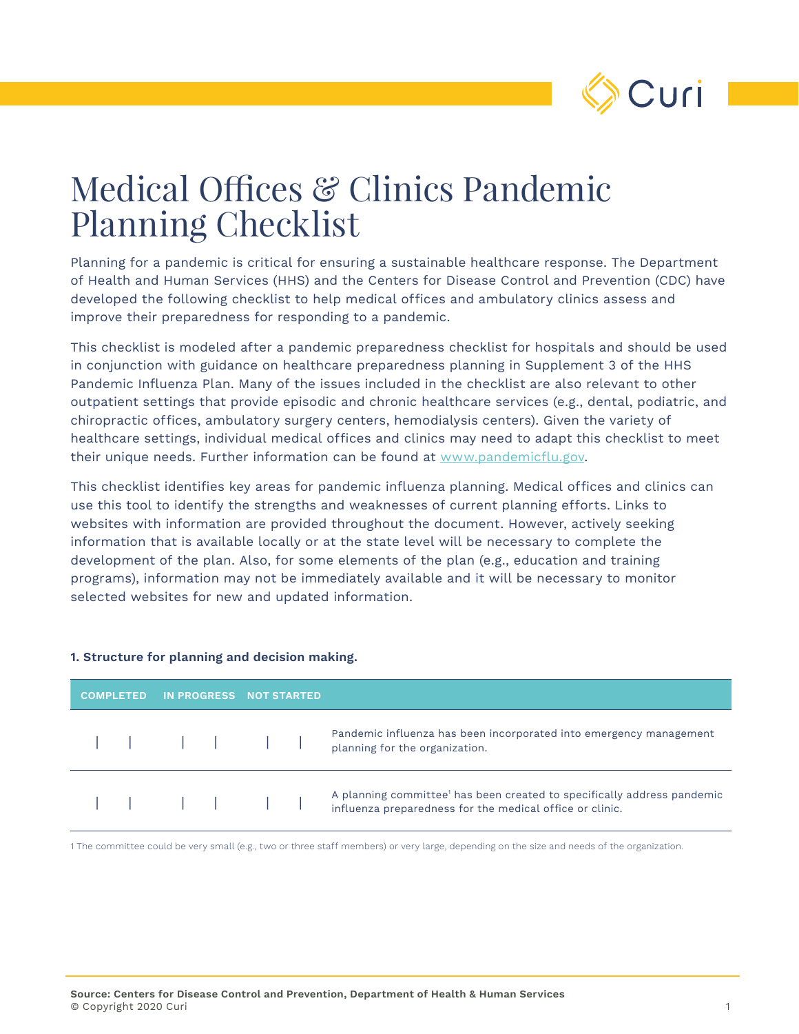# Medical Offices & Clinics Pandemic Planning Checklist

Planning for a pandemic is critical for ensuring a sustainable healthcare response. The Department of Health and Human Services (HHS) and the Centers for Disease Control and Prevention (CDC) have developed the following checklist to help medical offices and ambulatory clinics assess and improve their preparedness for responding to a pandemic.

This checklist is modeled after a pandemic preparedness checklist for hospitals and should be used in conjunction with guidance on healthcare preparedness planning in Supplement 3 of the HHS Pandemic Influenza Plan. Many of the issues included in the checklist are also relevant to other outpatient settings that provide episodic and chronic healthcare services (e.g., dental, podiatric, and chiropractic offices, ambulatory surgery centers, hemodialysis centers). Given the variety of healthcare settings, individual medical offices and clinics may need to adapt this checklist to meet their unique needs. Further information can be found at www.pandemicflu.gov.

This checklist identifies key areas for pandemic influenza planning. Medical offices and clinics can use this tool to identify the strengths and weaknesses of current planning efforts. Links to websites with information are provided throughout the document. However, actively seeking information that is available locally or at the state level will be necessary to complete the development of the plan. Also, for some elements of the plan (e.g., education and training programs), information may not be immediately available and it will be necessary to monitor selected websites for new and updated information.

**1. Structure for planning and decision making.**

| COMPLETED | IN PROGRESS | NOT STARTED | |
|---|---|---|---|
| | | | Pandemic influenza has been incorporated into emergency management planning for the organization. |
| | | | A planning committee[1] has been created to specifically address pandemic influenza preparedness for the medical office or clinic. |

1 The committee could be very small (e.g., two or three staff members) or very large, depending on the size and needs of the organization.

**Source: Centers for Disease Control and Prevention, Department of Health & Human Services**
© Copyright 2020 Curi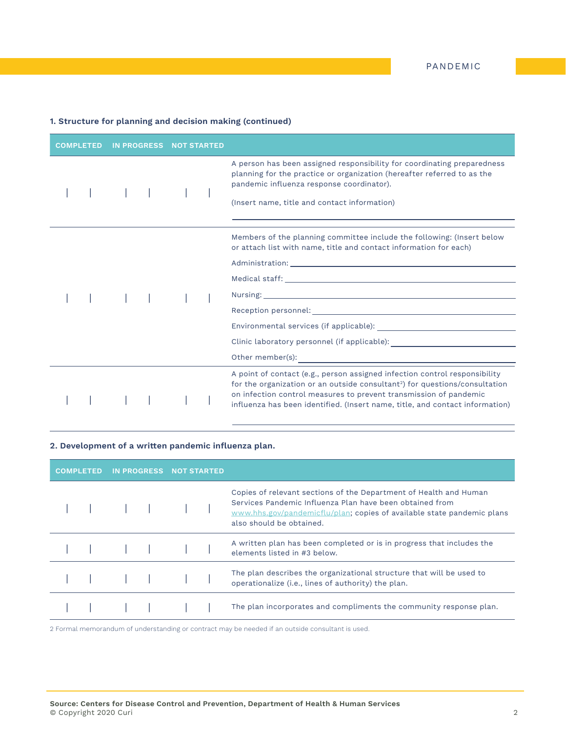### 1. Structure for planning and decision making (continued)

| COMPLETED | IN PROGRESS | NOT STARTED | |
|---|---|---|---|
| \| \| | \| \| | \| \| | A person has been assigned responsibility for coordinating preparedness planning for the practice or organization (hereafter referred to as the pandemic influenza response coordinator).<br><br>(Insert name, title and contact information)<br><br>\_\_\_\_\_\_\_\_\_\_\_\_\_\_\_\_\_\_\_\_\_\_\_\_\_\_\_\_\_\_\_\_\_\_\_\_\_\_\_\_ |
| \| \| | \| \| | \| \| | Members of the planning committee include the following: (Insert below or attach list with name, title and contact information for each)<br><br>Administration: \_\_\_\_\_\_\_\_\_\_\_\_\_\_\_\_\_\_\_\_<br>Medical staff: \_\_\_\_\_\_\_\_\_\_\_\_\_\_\_\_\_\_\_\_<br>Nursing: \_\_\_\_\_\_\_\_\_\_\_\_\_\_\_\_\_\_\_\_<br>Reception personnel: \_\_\_\_\_\_\_\_\_\_\_\_\_\_\_\_\_\_\_\_<br>Environmental services (if applicable): \_\_\_\_\_\_\_\_\_\_\_\_\_\_\_\_\_\_\_\_<br>Clinic laboratory personnel (if applicable): \_\_\_\_\_\_\_\_\_\_\_\_\_\_\_\_\_\_\_\_<br>Other member(s): \_\_\_\_\_\_\_\_\_\_\_\_\_\_\_\_\_\_\_\_ |
| \| \| | \| \| | \| \| | A point of contact (e.g., person assigned infection control responsibility for the organization or an outside consultant[2]) for questions/consultation on infection control measures to prevent transmission of pandemic influenza has been identified. (Insert name, title, and contact information)<br><br>\_\_\_\_\_\_\_\_\_\_\_\_\_\_\_\_\_\_\_\_\_\_\_\_\_\_\_\_\_\_\_\_\_\_\_\_\_\_\_\_ |

### 2. Development of a written pandemic influenza plan.

| COMPLETED | IN PROGRESS | NOT STARTED | |
|---|---|---|---|
| \| \| | \| \| | \| \| | Copies of relevant sections of the Department of Health and Human Services Pandemic Influenza Plan have been obtained from www.hhs.gov/pandemicflu/plan; copies of available state pandemic plans also should be obtained. |
| \| \| | \| \| | \| \| | A written plan has been completed or is in progress that includes the elements listed in #3 below. |
| \| \| | \| \| | \| \| | The plan describes the organizational structure that will be used to operationalize (i.e., lines of authority) the plan. |
| \| \| | \| \| | \| \| | The plan incorporates and compliments the community response plan. |

2 Formal memorandum of understanding or contract may be needed if an outside consultant is used.

**Source: Centers for Disease Control and Prevention, Department of Health & Human Services**
© Copyright 2020 Curi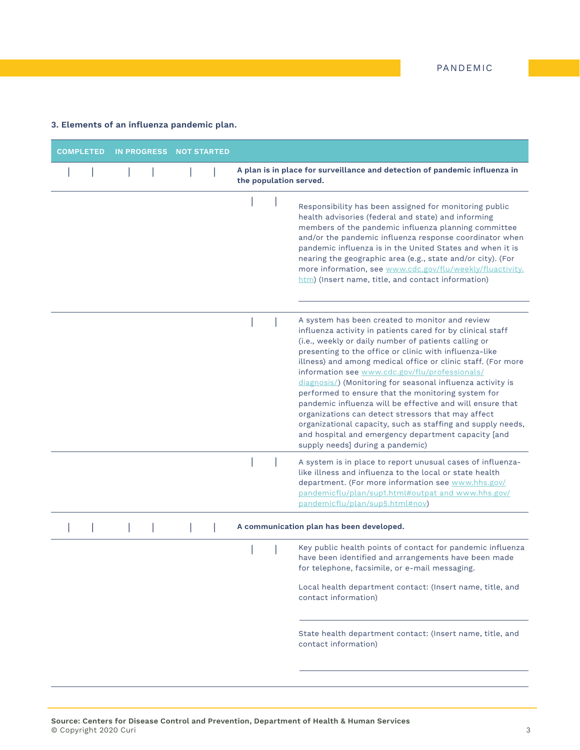### 3. Elements of an influenza pandemic plan.

| COMPLETED | IN PROGRESS | NOT STARTED | |
|---|---|---|---|
| | | | **A plan is in place for surveillance and detection of pandemic influenza in the population served.** |
| | | | Responsibility has been assigned for monitoring public health advisories (federal and state) and informing members of the pandemic influenza planning committee and/or the pandemic influenza response coordinator when pandemic influenza is in the United States and when it is nearing the geographic area (e.g., state and/or city). (For more information, see www.cdc.gov/flu/weekly/fluactivity.htm) (Insert name, title, and contact information) ________ |
| | | | A system has been created to monitor and review influenza activity in patients cared for by clinical staff (i.e., weekly or daily number of patients calling or presenting to the office or clinic with influenza-like illness) and among medical office or clinic staff. (For more information see www.cdc.gov/flu/professionals/diagnosis/) (Monitoring for seasonal influenza activity is performed to ensure that the monitoring system for pandemic influenza will be effective and will ensure that organizations can detect stressors that may affect organizational capacity, such as staffing and supply needs, and hospital and emergency department capacity [and supply needs] during a pandemic) |
| | | | A system is in place to report unusual cases of influenza-like illness and influenza to the local or state health department. (For more information see www.hhs.gov/pandemicflu/plan/sup1.html#outpat and www.hhs.gov/pandemicflu/plan/sup5.html#nov) |
| | | | **A communication plan has been developed.** |
| | | | Key public health points of contact for pandemic influenza have been identified and arrangements have been made for telephone, facsimile, or e-mail messaging.<br><br>Local health department contact: (Insert name, title, and contact information) ________<br><br>State health department contact: (Insert name, title, and contact information) ________ |

**Source: Centers for Disease Control and Prevention, Department of Health & Human Services**
© Copyright 2020 Curi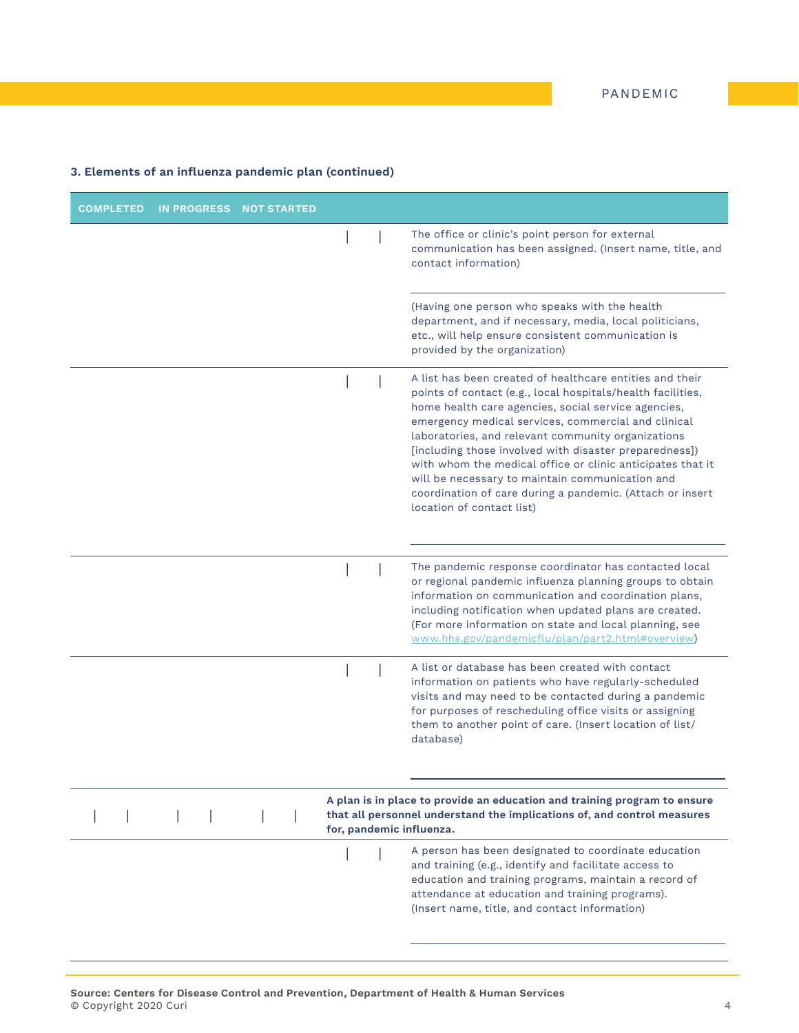### 3. Elements of an influenza pandemic plan (continued)

| COMPLETED | IN PROGRESS | NOT STARTED | |
|---|---|---|---|
| | | | The office or clinic's point person for external communication has been assigned. (Insert name, title, and contact information)<br><br>(Having one person who speaks with the health department, and if necessary, media, local politicians, etc., will help ensure consistent communication is provided by the organization) |
| | | | A list has been created of healthcare entities and their points of contact (e.g., local hospitals/health facilities, home health care agencies, social service agencies, emergency medical services, commercial and clinical laboratories, and relevant community organizations [including those involved with disaster preparedness]) with whom the medical office or clinic anticipates that it will be necessary to maintain communication and coordination of care during a pandemic. (Attach or insert location of contact list) |
| | | | The pandemic response coordinator has contacted local or regional pandemic influenza planning groups to obtain information on communication and coordination plans, including notification when updated plans are created. (For more information on state and local planning, see www.hhs.gov/pandemicflu/plan/part2.html#overview) |
| | | | A list or database has been created with contact information on patients who have regularly-scheduled visits and may need to be contacted during a pandemic for purposes of rescheduling office visits or assigning them to another point of care. (Insert location of list/database) |
| | | | **A plan is in place to provide an education and training program to ensure that all personnel understand the implications of, and control measures for, pandemic influenza.** |
| | | | A person has been designated to coordinate education and training (e.g., identify and facilitate access to education and training programs, maintain a record of attendance at education and training programs). (Insert name, title, and contact information) |

**Source: Centers for Disease Control and Prevention, Department of Health & Human Services**
© Copyright 2020 Curi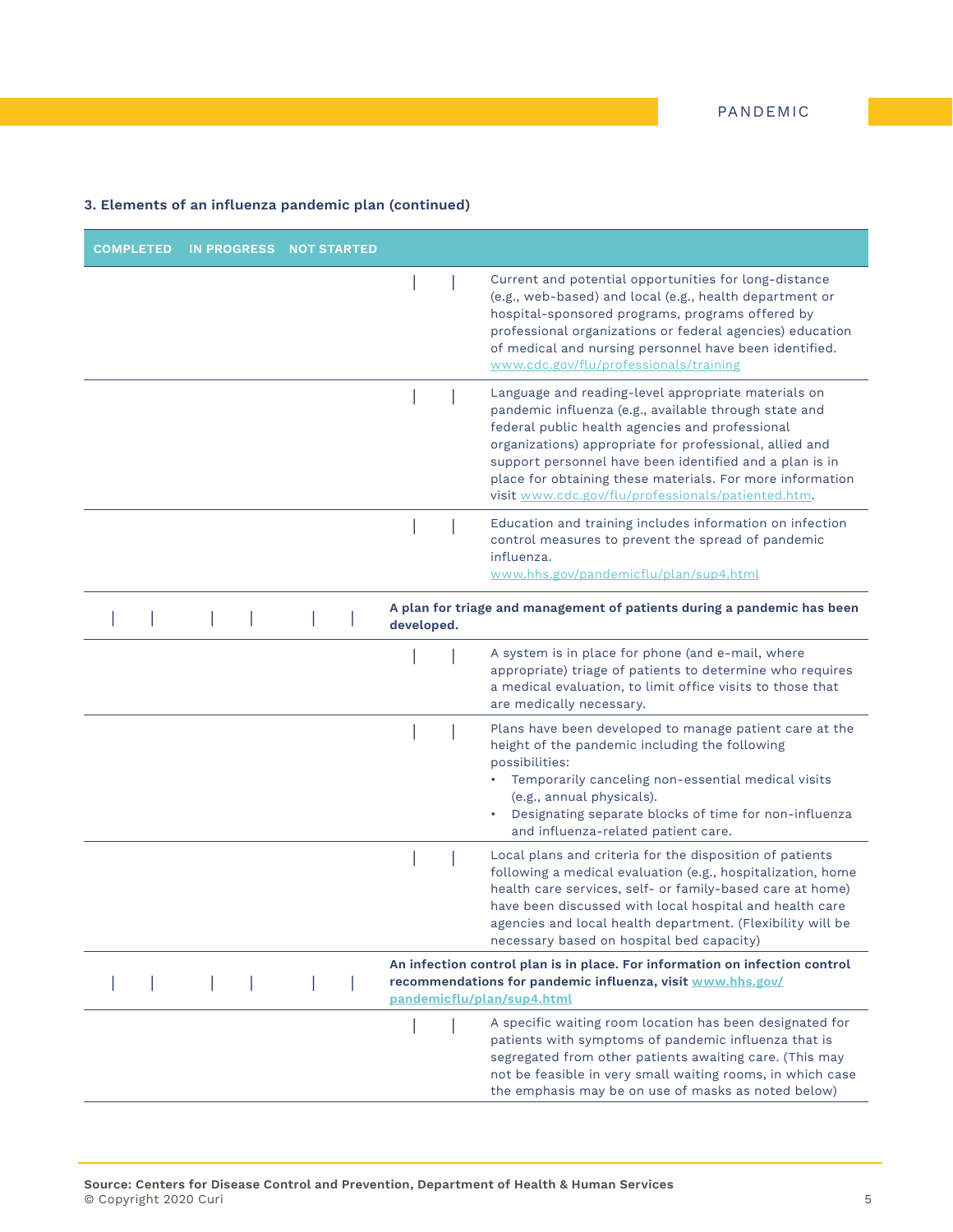### 3. Elements of an influenza pandemic plan (continued)

| COMPLETED | IN PROGRESS | NOT STARTED | |
|---|---|---|---|
| | | | Current and potential opportunities for long-distance (e.g., web-based) and local (e.g., health department or hospital-sponsored programs, programs offered by professional organizations or federal agencies) education of medical and nursing personnel have been identified. www.cdc.gov/flu/professionals/training |
| | | | Language and reading-level appropriate materials on pandemic influenza (e.g., available through state and federal public health agencies and professional organizations) appropriate for professional, allied and support personnel have been identified and a plan is in place for obtaining these materials. For more information visit www.cdc.gov/flu/professionals/patiented.htm. |
| | | | Education and training includes information on infection control measures to prevent the spread of pandemic influenza. www.hhs.gov/pandemicflu/plan/sup4.html |
| | | | **A plan for triage and management of patients during a pandemic has been developed.** |
| | | | A system is in place for phone (and e-mail, where appropriate) triage of patients to determine who requires a medical evaluation, to limit office visits to those that are medically necessary. |
| | | | Plans have been developed to manage patient care at the height of the pandemic including the following possibilities:<br>• Temporarily canceling non-essential medical visits (e.g., annual physicals).<br>• Designating separate blocks of time for non-influenza and influenza-related patient care. |
| | | | Local plans and criteria for the disposition of patients following a medical evaluation (e.g., hospitalization, home health care services, self- or family-based care at home) have been discussed with local hospital and health care agencies and local health department. (Flexibility will be necessary based on hospital bed capacity) |
| | | | **An infection control plan is in place. For information on infection control recommendations for pandemic influenza, visit www.hhs.gov/pandemicflu/plan/sup4.html** |
| | | | A specific waiting room location has been designated for patients with symptoms of pandemic influenza that is segregated from other patients awaiting care. (This may not be feasible in very small waiting rooms, in which case the emphasis may be on use of masks as noted below) |

**Source: Centers for Disease Control and Prevention, Department of Health & Human Services**
© Copyright 2020 Curi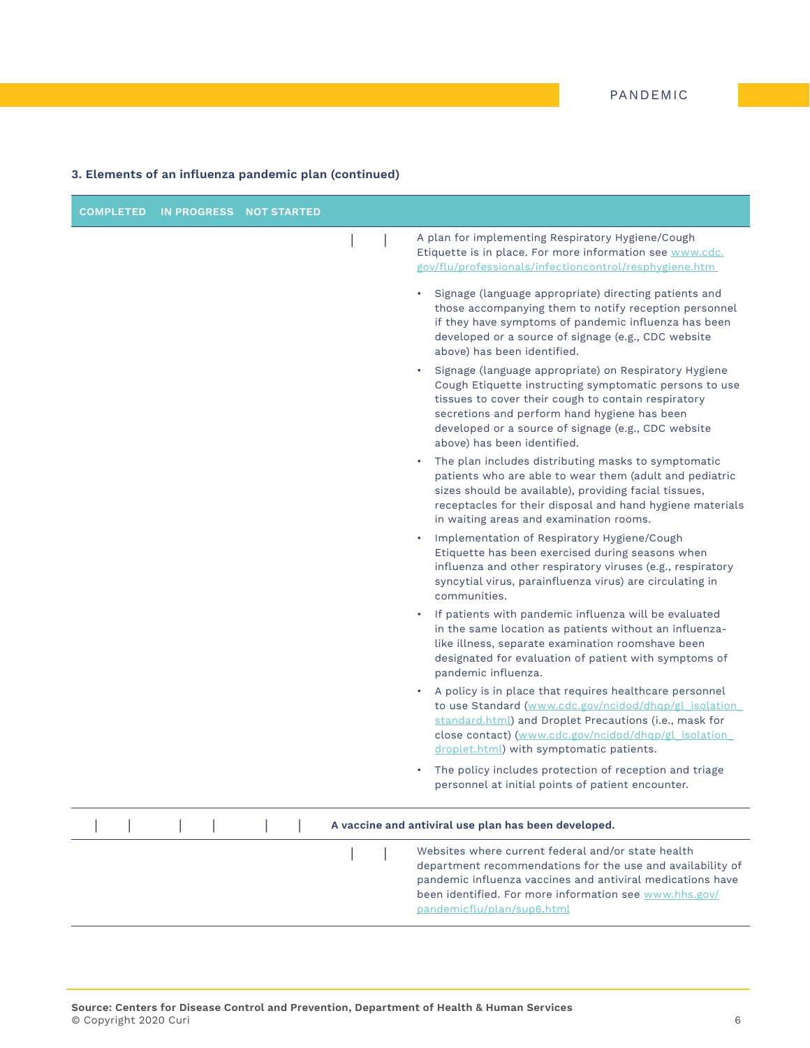### 3. Elements of an influenza pandemic plan (continued)

| COMPLETED | IN PROGRESS | NOT STARTED | |
|---|---|---|---|
| | | | A plan for implementing Respiratory Hygiene/Cough Etiquette is in place. For more information see www.cdc.gov/flu/professionals/infectioncontrol/resphygiene.htm<br><br>• Signage (language appropriate) directing patients and those accompanying them to notify reception personnel if they have symptoms of pandemic influenza has been developed or a source of signage (e.g., CDC website above) has been identified.<br>• Signage (language appropriate) on Respiratory Hygiene Cough Etiquette instructing symptomatic persons to use tissues to cover their cough to contain respiratory secretions and perform hand hygiene has been developed or a source of signage (e.g., CDC website above) has been identified.<br>• The plan includes distributing masks to symptomatic patients who are able to wear them (adult and pediatric sizes should be available), providing facial tissues, receptacles for their disposal and hand hygiene materials in waiting areas and examination rooms.<br>• Implementation of Respiratory Hygiene/Cough Etiquette has been exercised during seasons when influenza and other respiratory viruses (e.g., respiratory syncytial virus, parainfluenza virus) are circulating in communities.<br>• If patients with pandemic influenza will be evaluated in the same location as patients without an influenza-like illness, separate examination roomshave been designated for evaluation of patient with symptoms of pandemic influenza.<br>• A policy is in place that requires healthcare personnel to use Standard (www.cdc.gov/ncidod/dhqp/gl_isolation_standard.html) and Droplet Precautions (i.e., mask for close contact) (www.cdc.gov/ncidod/dhqp/gl_isolation_droplet.html) with symptomatic patients.<br>• The policy includes protection of reception and triage personnel at initial points of patient encounter. |
| | | | **A vaccine and antiviral use plan has been developed.** |
| | | | Websites where current federal and/or state health department recommendations for the use and availability of pandemic influenza vaccines and antiviral medications have been identified. For more information see www.hhs.gov/pandemicflu/plan/sup6.html |

**Source: Centers for Disease Control and Prevention, Department of Health & Human Services**
© Copyright 2020 Curi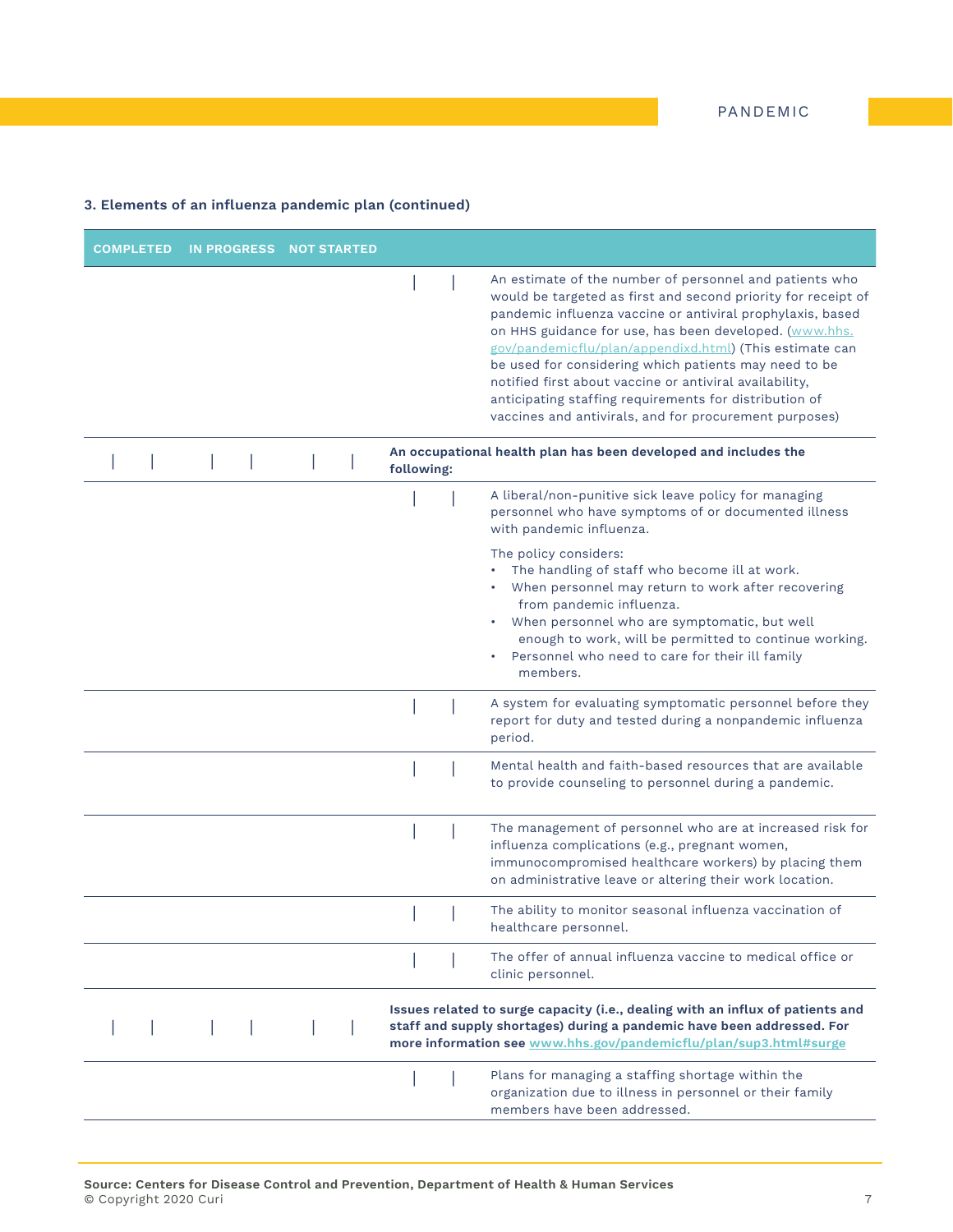### 3. Elements of an influenza pandemic plan (continued)

| COMPLETED | IN PROGRESS | NOT STARTED | |
|---|---|---|---|
| | | | An estimate of the number of personnel and patients who would be targeted as first and second priority for receipt of pandemic influenza vaccine or antiviral prophylaxis, based on HHS guidance for use, has been developed. (www.hhs.gov/pandemicflu/plan/appendixd.html) (This estimate can be used for considering which patients may need to be notified first about vaccine or antiviral availability, anticipating staffing requirements for distribution of vaccines and antivirals, and for procurement purposes) |
| | | | **An occupational health plan has been developed and includes the following:** |
| | | | A liberal/non-punitive sick leave policy for managing personnel who have symptoms of or documented illness with pandemic influenza.<br><br>The policy considers:<br>• The handling of staff who become ill at work.<br>• When personnel may return to work after recovering from pandemic influenza.<br>• When personnel who are symptomatic, but well enough to work, will be permitted to continue working.<br>• Personnel who need to care for their ill family members. |
| | | | A system for evaluating symptomatic personnel before they report for duty and tested during a nonpandemic influenza period. |
| | | | Mental health and faith-based resources that are available to provide counseling to personnel during a pandemic. |
| | | | The management of personnel who are at increased risk for influenza complications (e.g., pregnant women, immunocompromised healthcare workers) by placing them on administrative leave or altering their work location. |
| | | | The ability to monitor seasonal influenza vaccination of healthcare personnel. |
| | | | The offer of annual influenza vaccine to medical office or clinic personnel. |
| | | | **Issues related to surge capacity (i.e., dealing with an influx of patients and staff and supply shortages) during a pandemic have been addressed. For more information see www.hhs.gov/pandemicflu/plan/sup3.html#surge** |
| | | | Plans for managing a staffing shortage within the organization due to illness in personnel or their family members have been addressed. |

**Source: Centers for Disease Control and Prevention, Department of Health & Human Services**
© Copyright 2020 Curi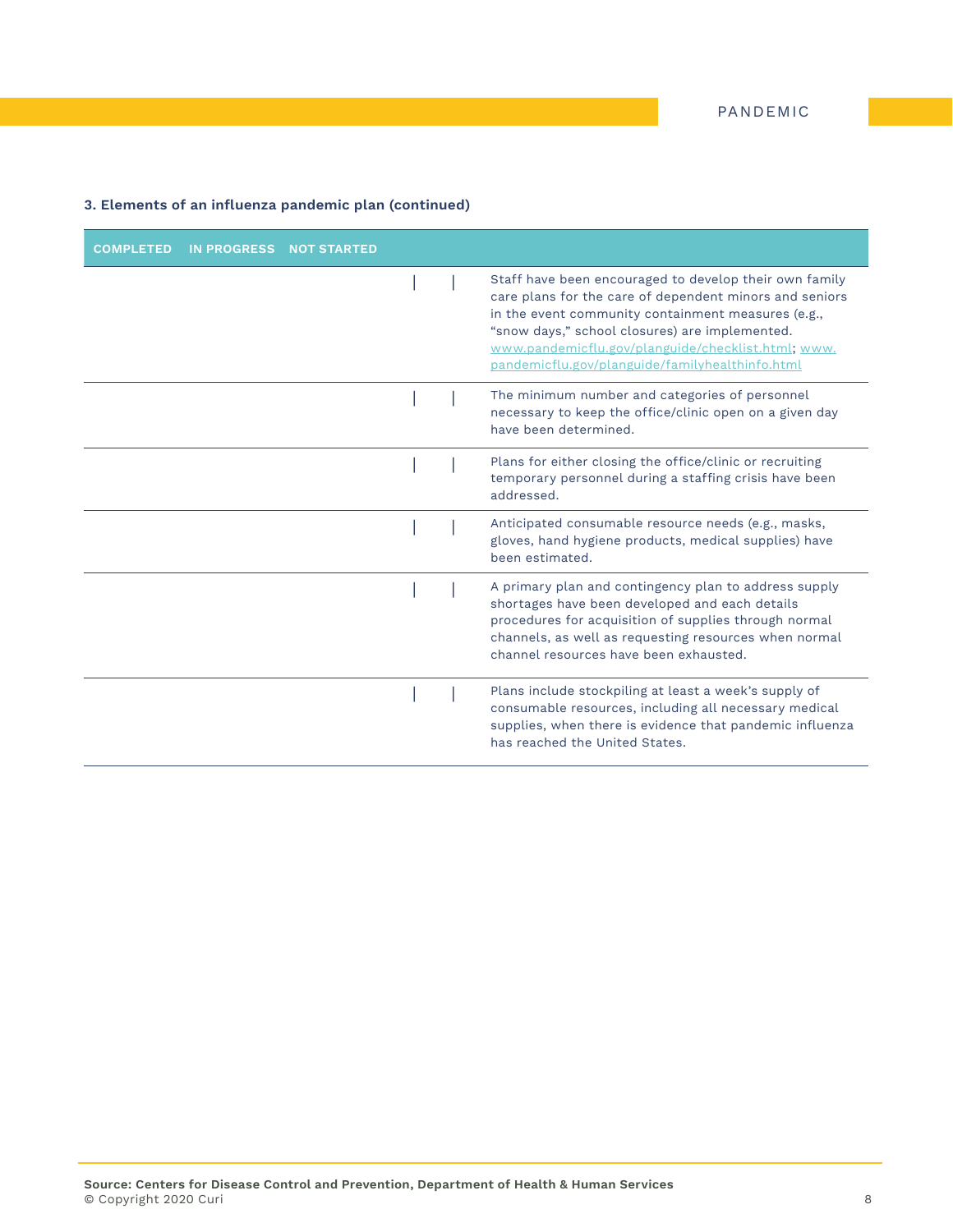### 3. Elements of an influenza pandemic plan (continued)

| COMPLETED | IN PROGRESS | NOT STARTED | |
|---|---|---|---|
| | | | Staff have been encouraged to develop their own family care plans for the care of dependent minors and seniors in the event community containment measures (e.g., "snow days," school closures) are implemented. www.pandemicflu.gov/planguide/checklist.html; www.pandemicflu.gov/planguide/familyhealthinfo.html |
| | | | The minimum number and categories of personnel necessary to keep the office/clinic open on a given day have been determined. |
| | | | Plans for either closing the office/clinic or recruiting temporary personnel during a staffing crisis have been addressed. |
| | | | Anticipated consumable resource needs (e.g., masks, gloves, hand hygiene products, medical supplies) have been estimated. |
| | | | A primary plan and contingency plan to address supply shortages have been developed and each details procedures for acquisition of supplies through normal channels, as well as requesting resources when normal channel resources have been exhausted. |
| | | | Plans include stockpiling at least a week's supply of consumable resources, including all necessary medical supplies, when there is evidence that pandemic influenza has reached the United States. |

**Source: Centers for Disease Control and Prevention, Department of Health & Human Services**
© Copyright 2020 Curi